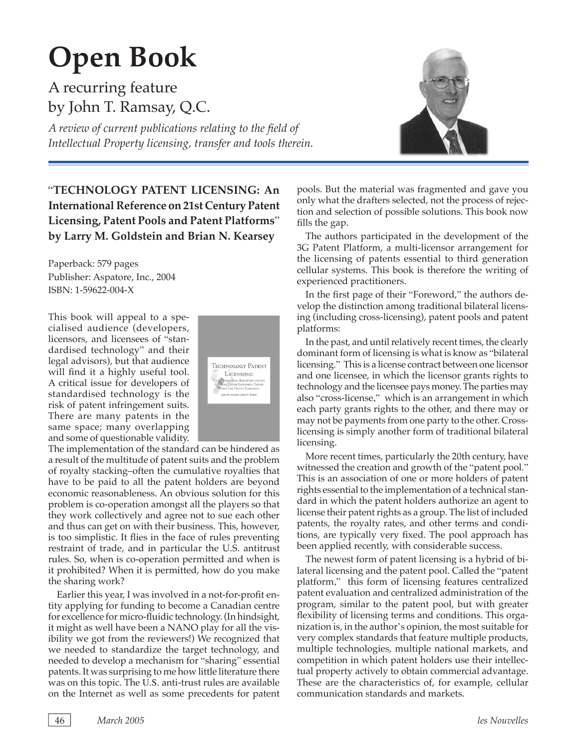# Open Book

A recurring feature
by John T. Ramsay, Q.C.

*A review of current publications relating to the field of Intellectual Property licensing, transfer and tools therein.*

## "TECHNOLOGY PATENT LICENSING: An International Reference on 21st Century Patent Licensing, Patent Pools and Patent Platforms" by Larry M. Goldstein and Brian N. Kearsey

Paperback: 579 pages
Publisher: Aspatore, Inc., 2004
ISBN: 1-59622-004-X

This book will appeal to a specialised audience (developers, licensors, and licensees of "standardised technology" and their legal advisors), but that audience will find it a highly useful tool. A critical issue for developers of standardised technology is the risk of patent infringement suits. There are many patents in the same space; many overlapping and some of questionable validity. The implementation of the standard can be hindered as a result of the multitude of patent suits and the problem of royalty stacking–often the cumulative royalties that have to be paid to all the patent holders are beyond economic reasonableness. An obvious solution for this problem is co-operation amongst all the players so that they work collectively and agree not to sue each other and thus can get on with their business. This, however, is too simplistic. It flies in the face of rules preventing restraint of trade, and in particular the U.S. antitrust rules. So, when is co-operation permitted and when is it prohibited? When it is permitted, how do you make the sharing work?

Earlier this year, I was involved in a not-for-profit entity applying for funding to become a Canadian centre for excellence for micro-fluidic technology. (In hindsight, it might as well have been a NANO play for all the visibility we got from the reviewers!) We recognized that we needed to standardize the target technology, and needed to develop a mechanism for "sharing" essential patents. It was surprising to me how little literature there was on this topic. The U.S. anti-trust rules are available on the Internet as well as some precedents for patent pools. But the material was fragmented and gave you only what the drafters selected, not the process of rejection and selection of possible solutions. This book now fills the gap.

The authors participated in the development of the 3G Patent Platform, a multi-licensor arrangement for the licensing of patents essential to third generation cellular systems. This book is therefore the writing of experienced practitioners.

In the first page of their "Foreword," the authors develop the distinction among traditional bilateral licensing (including cross-licensing), patent pools and patent platforms:

In the past, and until relatively recent times, the clearly dominant form of licensing is what is know as "bilateral licensing." This is a license contract between one licensor and one licensee, in which the licensor grants rights to technology and the licensee pays money. The parties may also "cross-license," which is an arrangement in which each party grants rights to the other, and there may or may not be payments from one party to the other. Cross-licensing is simply another form of traditional bilateral licensing.

More recent times, particularly the 20th century, have witnessed the creation and growth of the "patent pool." This is an association of one or more holders of patent rights essential to the implementation of a technical standard in which the patent holders authorize an agent to license their patent rights as a group. The list of included patents, the royalty rates, and other terms and conditions, are typically very fixed. The pool approach has been applied recently, with considerable success.

The newest form of patent licensing is a hybrid of bilateral licensing and the patent pool. Called the "patent platform," this form of licensing features centralized patent evaluation and centralized administration of the program, similar to the patent pool, but with greater flexibility of licensing terms and conditions. This organization is, in the author's opinion, the most suitable for very complex standards that feature multiple products, multiple technologies, multiple national markets, and competition in which patent holders use their intellectual property actively to obtain commercial advantage. These are the characteristics of, for example, cellular communication standards and markets.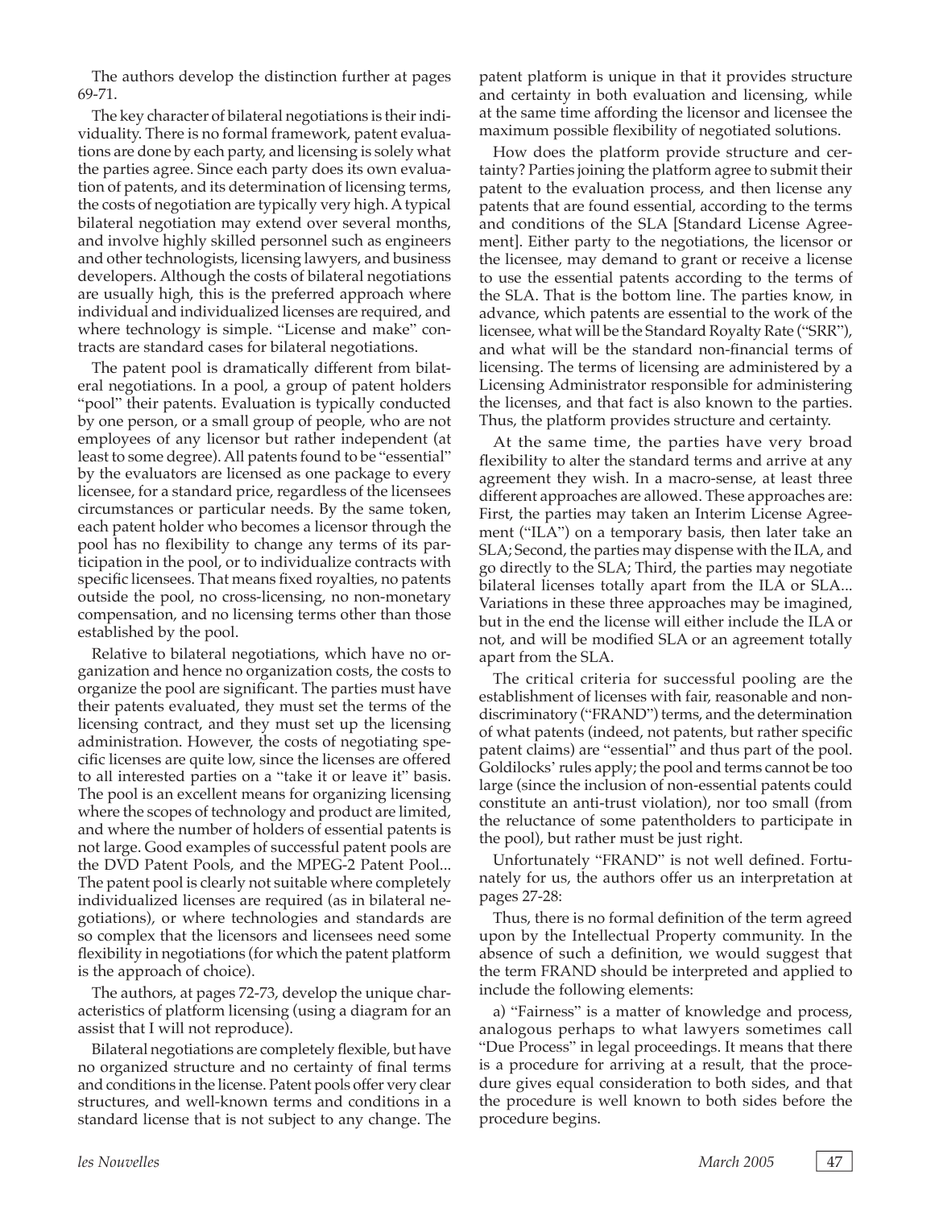The authors develop the distinction further at pages 69-71.

The key character of bilateral negotiations is their individuality. There is no formal framework, patent evaluations are done by each party, and licensing is solely what the parties agree. Since each party does its own evaluation of patents, and its determination of licensing terms, the costs of negotiation are typically very high. A typical bilateral negotiation may extend over several months, and involve highly skilled personnel such as engineers and other technologists, licensing lawyers, and business developers. Although the costs of bilateral negotiations are usually high, this is the preferred approach where individual and individualized licenses are required, and where technology is simple. "License and make" contracts are standard cases for bilateral negotiations.

The patent pool is dramatically different from bilateral negotiations. In a pool, a group of patent holders "pool" their patents. Evaluation is typically conducted by one person, or a small group of people, who are not employees of any licensor but rather independent (at least to some degree). All patents found to be "essential" by the evaluators are licensed as one package to every licensee, for a standard price, regardless of the licensees circumstances or particular needs. By the same token, each patent holder who becomes a licensor through the pool has no flexibility to change any terms of its participation in the pool, or to individualize contracts with specific licensees. That means fixed royalties, no patents outside the pool, no cross-licensing, no non-monetary compensation, and no licensing terms other than those established by the pool.

Relative to bilateral negotiations, which have no organization and hence no organization costs, the costs to organize the pool are significant. The parties must have their patents evaluated, they must set the terms of the licensing contract, and they must set up the licensing administration. However, the costs of negotiating specific licenses are quite low, since the licenses are offered to all interested parties on a "take it or leave it" basis. The pool is an excellent means for organizing licensing where the scopes of technology and product are limited, and where the number of holders of essential patents is not large. Good examples of successful patent pools are the DVD Patent Pools, and the MPEG-2 Patent Pool... The patent pool is clearly not suitable where completely individualized licenses are required (as in bilateral negotiations), or where technologies and standards are so complex that the licensors and licensees need some flexibility in negotiations (for which the patent platform is the approach of choice).

The authors, at pages 72-73, develop the unique characteristics of platform licensing (using a diagram for an assist that I will not reproduce).

Bilateral negotiations are completely flexible, but have no organized structure and no certainty of final terms and conditions in the license. Patent pools offer very clear structures, and well-known terms and conditions in a standard license that is not subject to any change. The patent platform is unique in that it provides structure and certainty in both evaluation and licensing, while at the same time affording the licensor and licensee the maximum possible flexibility of negotiated solutions.

How does the platform provide structure and certainty? Parties joining the platform agree to submit their patent to the evaluation process, and then license any patents that are found essential, according to the terms and conditions of the SLA [Standard License Agreement]. Either party to the negotiations, the licensor or the licensee, may demand to grant or receive a license to use the essential patents according to the terms of the SLA. That is the bottom line. The parties know, in advance, which patents are essential to the work of the licensee, what will be the Standard Royalty Rate ("SRR"), and what will be the standard non-financial terms of licensing. The terms of licensing are administered by a Licensing Administrator responsible for administering the licenses, and that fact is also known to the parties. Thus, the platform provides structure and certainty.

At the same time, the parties have very broad flexibility to alter the standard terms and arrive at any agreement they wish. In a macro-sense, at least three different approaches are allowed. These approaches are: First, the parties may taken an Interim License Agreement ("ILA") on a temporary basis, then later take an SLA; Second, the parties may dispense with the ILA, and go directly to the SLA; Third, the parties may negotiate bilateral licenses totally apart from the ILA or SLA... Variations in these three approaches may be imagined, but in the end the license will either include the ILA or not, and will be modified SLA or an agreement totally apart from the SLA.

The critical criteria for successful pooling are the establishment of licenses with fair, reasonable and nondiscriminatory ("FRAND") terms, and the determination of what patents (indeed, not patents, but rather specific patent claims) are "essential" and thus part of the pool. Goldilocks' rules apply; the pool and terms cannot be too large (since the inclusion of non-essential patents could constitute an anti-trust violation), nor too small (from the reluctance of some patentholders to participate in the pool), but rather must be just right.

Unfortunately "FRAND" is not well defined. Fortunately for us, the authors offer us an interpretation at pages 27-28:

Thus, there is no formal definition of the term agreed upon by the Intellectual Property community. In the absence of such a definition, we would suggest that the term FRAND should be interpreted and applied to include the following elements:

a) "Fairness" is a matter of knowledge and process, analogous perhaps to what lawyers sometimes call "Due Process" in legal proceedings. It means that there is a procedure for arriving at a result, that the procedure gives equal consideration to both sides, and that the procedure is well known to both sides before the procedure begins.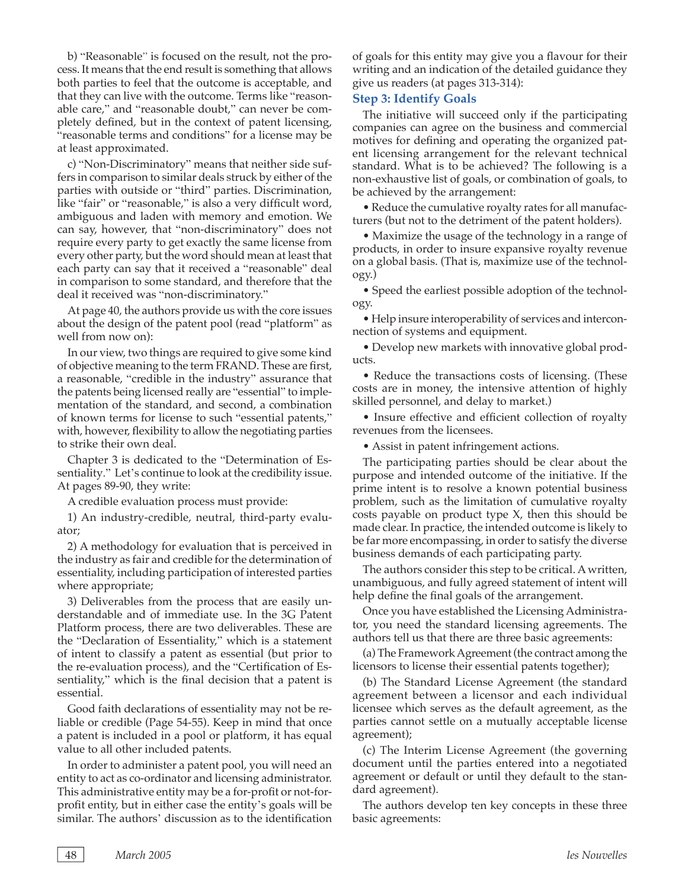b) "Reasonable" is focused on the result, not the process. It means that the end result is something that allows both parties to feel that the outcome is acceptable, and that they can live with the outcome. Terms like "reasonable care," and "reasonable doubt," can never be completely defined, but in the context of patent licensing, "reasonable terms and conditions" for a license may be at least approximated.

c) "Non-Discriminatory" means that neither side suffers in comparison to similar deals struck by either of the parties with outside or "third" parties. Discrimination, like "fair" or "reasonable," is also a very difficult word, ambiguous and laden with memory and emotion. We can say, however, that "non-discriminatory" does not require every party to get exactly the same license from every other party, but the word should mean at least that each party can say that it received a "reasonable" deal in comparison to some standard, and therefore that the deal it received was "non-discriminatory."

At page 40, the authors provide us with the core issues about the design of the patent pool (read "platform" as well from now on):

In our view, two things are required to give some kind of objective meaning to the term FRAND. These are first, a reasonable, "credible in the industry" assurance that the patents being licensed really are "essential" to implementation of the standard, and second, a combination of known terms for license to such "essential patents," with, however, flexibility to allow the negotiating parties to strike their own deal.

Chapter 3 is dedicated to the "Determination of Essentiality." Let's continue to look at the credibility issue. At pages 89-90, they write:

A credible evaluation process must provide:

1) An industry-credible, neutral, third-party evaluator;

2) A methodology for evaluation that is perceived in the industry as fair and credible for the determination of essentiality, including participation of interested parties where appropriate;

3) Deliverables from the process that are easily understandable and of immediate use. In the 3G Patent Platform process, there are two deliverables. These are the "Declaration of Essentiality," which is a statement of intent to classify a patent as essential (but prior to the re-evaluation process), and the "Certification of Essentiality," which is the final decision that a patent is essential.

Good faith declarations of essentiality may not be reliable or credible (Page 54-55). Keep in mind that once a patent is included in a pool or platform, it has equal value to all other included patents.

In order to administer a patent pool, you will need an entity to act as co-ordinator and licensing administrator. This administrative entity may be a for-profit or not-for-profit entity, but in either case the entity's goals will be similar. The authors' discussion as to the identification of goals for this entity may give you a flavour for their writing and an indication of the detailed guidance they give us readers (at pages 313-314):

### Step 3: Identify Goals

The initiative will succeed only if the participating companies can agree on the business and commercial motives for defining and operating the organized patent licensing arrangement for the relevant technical standard. What is to be achieved? The following is a non-exhaustive list of goals, or combination of goals, to be achieved by the arrangement:

- Reduce the cumulative royalty rates for all manufacturers (but not to the detriment of the patent holders).
- Maximize the usage of the technology in a range of products, in order to insure expansive royalty revenue on a global basis. (That is, maximize use of the technology.)
- Speed the earliest possible adoption of the technology.
- Help insure interoperability of services and interconnection of systems and equipment.
- Develop new markets with innovative global products.
- Reduce the transactions costs of licensing. (These costs are in money, the intensive attention of highly skilled personnel, and delay to market.)
- Insure effective and efficient collection of royalty revenues from the licensees.
- Assist in patent infringement actions.

The participating parties should be clear about the purpose and intended outcome of the initiative. If the prime intent is to resolve a known potential business problem, such as the limitation of cumulative royalty costs payable on product type X, then this should be made clear. In practice, the intended outcome is likely to be far more encompassing, in order to satisfy the diverse business demands of each participating party.

The authors consider this step to be critical. A written, unambiguous, and fully agreed statement of intent will help define the final goals of the arrangement.

Once you have established the Licensing Administrator, you need the standard licensing agreements. The authors tell us that there are three basic agreements:

(a) The Framework Agreement (the contract among the licensors to license their essential patents together);

(b) The Standard License Agreement (the standard agreement between a licensor and each individual licensee which serves as the default agreement, as the parties cannot settle on a mutually acceptable license agreement);

(c) The Interim License Agreement (the governing document until the parties entered into a negotiated agreement or default or until they default to the standard agreement).

The authors develop ten key concepts in these three basic agreements: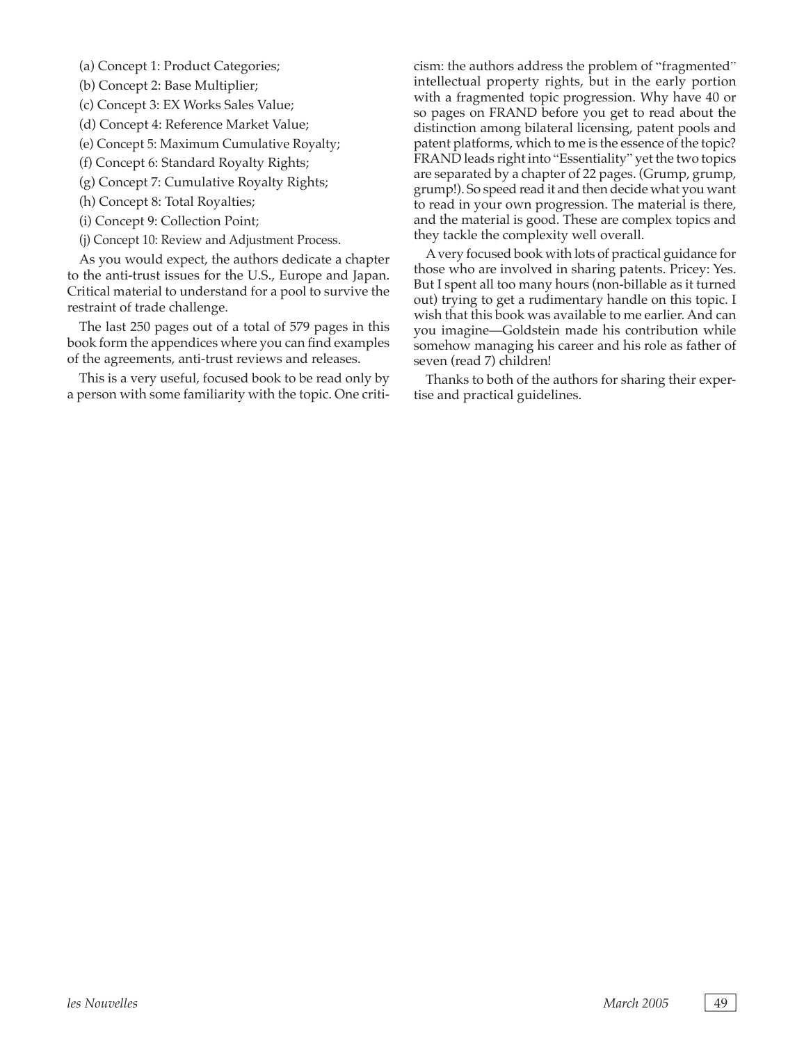(a) Concept 1: Product Categories;

(b) Concept 2: Base Multiplier;

(c) Concept 3: EX Works Sales Value;

(d) Concept 4: Reference Market Value;

(e) Concept 5: Maximum Cumulative Royalty;

(f) Concept 6: Standard Royalty Rights;

(g) Concept 7: Cumulative Royalty Rights;

(h) Concept 8: Total Royalties;

(i) Concept 9: Collection Point;

(j) Concept 10: Review and Adjustment Process.

As you would expect, the authors dedicate a chapter to the anti-trust issues for the U.S., Europe and Japan. Critical material to understand for a pool to survive the restraint of trade challenge.

The last 250 pages out of a total of 579 pages in this book form the appendices where you can find examples of the agreements, anti-trust reviews and releases.

This is a very useful, focused book to be read only by a person with some familiarity with the topic. One criticism: the authors address the problem of "fragmented" intellectual property rights, but in the early portion with a fragmented topic progression. Why have 40 or so pages on FRAND before you get to read about the distinction among bilateral licensing, patent pools and patent platforms, which to me is the essence of the topic? FRAND leads right into "Essentiality" yet the two topics are separated by a chapter of 22 pages. (Grump, grump, grump!). So speed read it and then decide what you want to read in your own progression. The material is there, and the material is good. These are complex topics and they tackle the complexity well overall.

A very focused book with lots of practical guidance for those who are involved in sharing patents. Pricey: Yes. But I spent all too many hours (non-billable as it turned out) trying to get a rudimentary handle on this topic. I wish that this book was available to me earlier. And can you imagine—Goldstein made his contribution while somehow managing his career and his role as father of seven (read 7) children!

Thanks to both of the authors for sharing their expertise and practical guidelines.